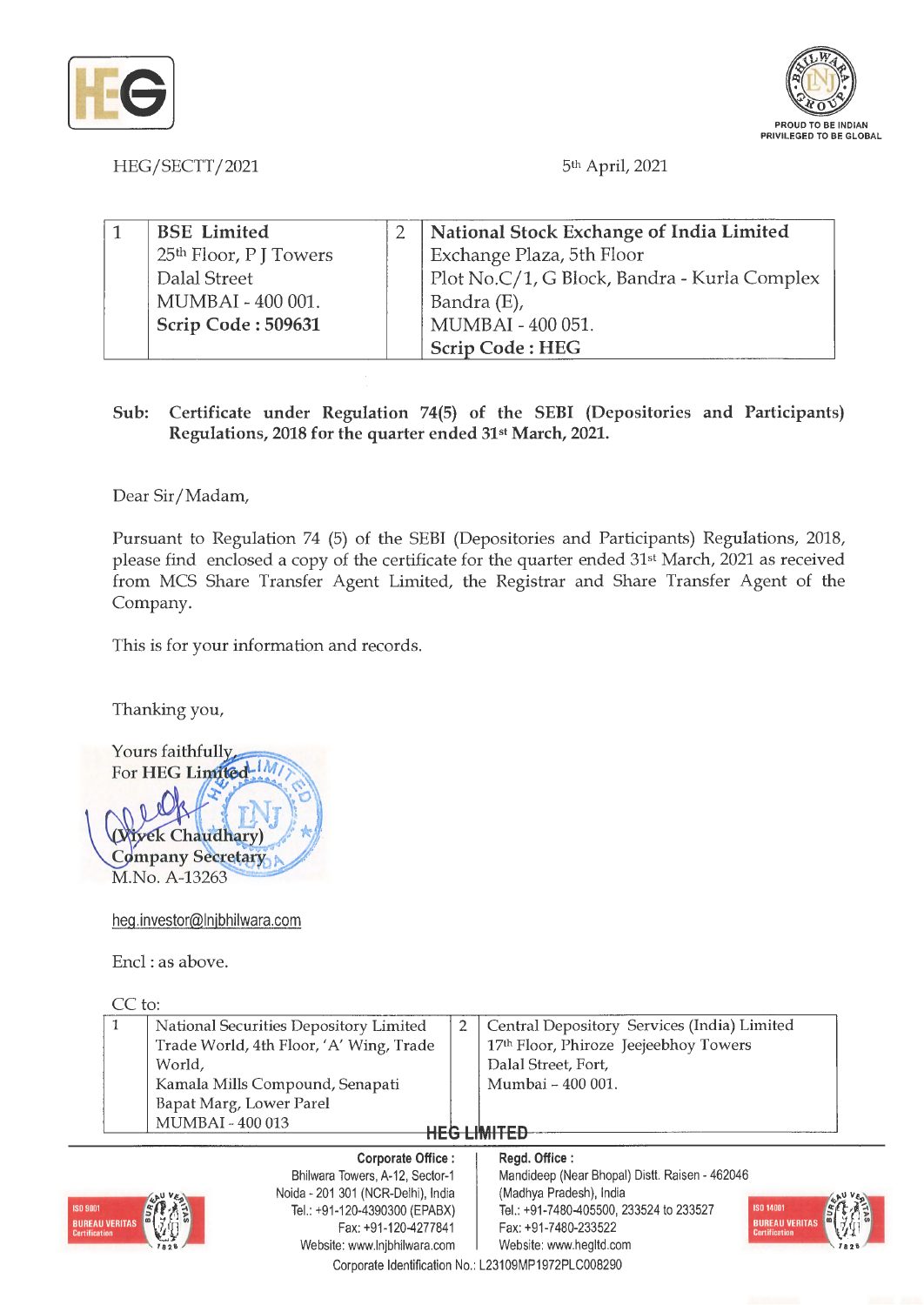HEG/SECTT/2021

5th April, 2021

| 1 | **BSE Limited**<br>25th Floor, P J Towers<br>Dalal Street<br>MUMBAI - 400 001.<br>**Scrip Code : 509631** | 2 | **National Stock Exchange of India Limited**<br>Exchange Plaza, 5th Floor<br>Plot No.C/1, G Block, Bandra - Kurla Complex<br>Bandra (E),<br>MUMBAI - 400 051.<br>**Scrip Code : HEG** |
|---|---|---|---|

**Sub: Certificate under Regulation 74(5) of the SEBI (Depositories and Participants) Regulations, 2018 for the quarter ended 31st March, 2021.**

Dear Sir/Madam,

Pursuant to Regulation 74 (5) of the SEBI (Depositories and Participants) Regulations, 2018, please find enclosed a copy of the certificate for the quarter ended 31st March, 2021 as received from MCS Share Transfer Agent Limited, the Registrar and Share Transfer Agent of the Company.

This is for your information and records.

Thanking you,

Yours faithfully,
For HEG Limited

(Vivek Chaudhary)
Company Secretary
M.No. A-13263

heg.investor@lnjbhilwara.com

Encl : as above.

CC to:

| 1 | National Securities Depository Limited<br>Trade World, 4th Floor, 'A' Wing, Trade World,<br>Kamala Mills Compound, Senapati Bapat Marg, Lower Parel<br>MUMBAI - 400 013 | 2 | Central Depository Services (India) Limited<br>17th Floor, Phiroze Jeejeebhoy Towers<br>Dalal Street, Fort,<br>Mumbai – 400 001. |
|---|---|---|---|

**HEG LIMITED**

**Corporate Office :**
Bhilwara Towers, A-12, Sector-1
Noida - 201 301 (NCR-Delhi), India
Tel.: +91-120-4390300 (EPABX)
Fax: +91-120-4277841
Website: www.lnjbhilwara.com

**Regd. Office :**
Mandideep (Near Bhopal) Distt. Raisen - 462046
(Madhya Pradesh), India
Tel.: +91-7480-405500, 233524 to 233527
Fax: +91-7480-233522
Website: www.hegltd.com

Corporate Identification No.: L23109MP1972PLC008290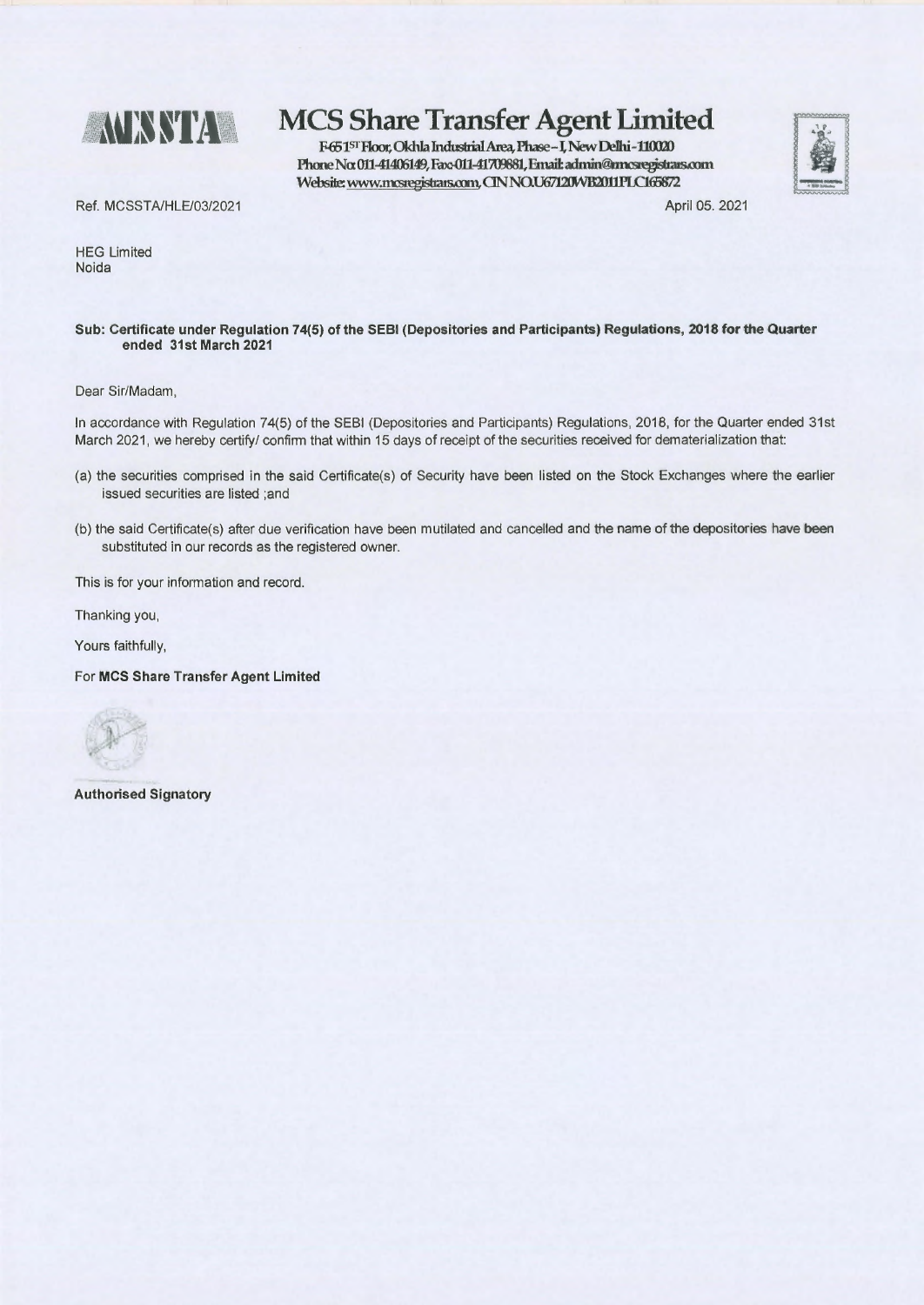# MCS Share Transfer Agent Limited

F-65 1ST Floor, Okhla Industrial Area, Phase – I, New Delhi - 110020
Phone No: 011-41406149, Fax: 011-41709881, Email: admin@mcsregistrars.com
Website: www.mcsregistrars.com, CIN NO.U67120WB2011PLC165872

Ref. MCSSTA/HLE/03/2021

April 05. 2021

HEG Limited
Noida

**Sub: Certificate under Regulation 74(5) of the SEBI (Depositories and Participants) Regulations, 2018 for the Quarter ended 31st March 2021**

Dear Sir/Madam,

In accordance with Regulation 74(5) of the SEBI (Depositories and Participants) Regulations, 2018, for the Quarter ended 31st March 2021, we hereby certify/ confirm that within 15 days of receipt of the securities received for dematerialization that:

(a) the securities comprised in the said Certificate(s) of Security have been listed on the Stock Exchanges where the earlier issued securities are listed ;and

(b) the said Certificate(s) after due verification have been mutilated and cancelled and the name of the depositories have been substituted in our records as the registered owner.

This is for your information and record.

Thanking you,

Yours faithfully,

For **MCS Share Transfer Agent Limited**

**Authorised Signatory**